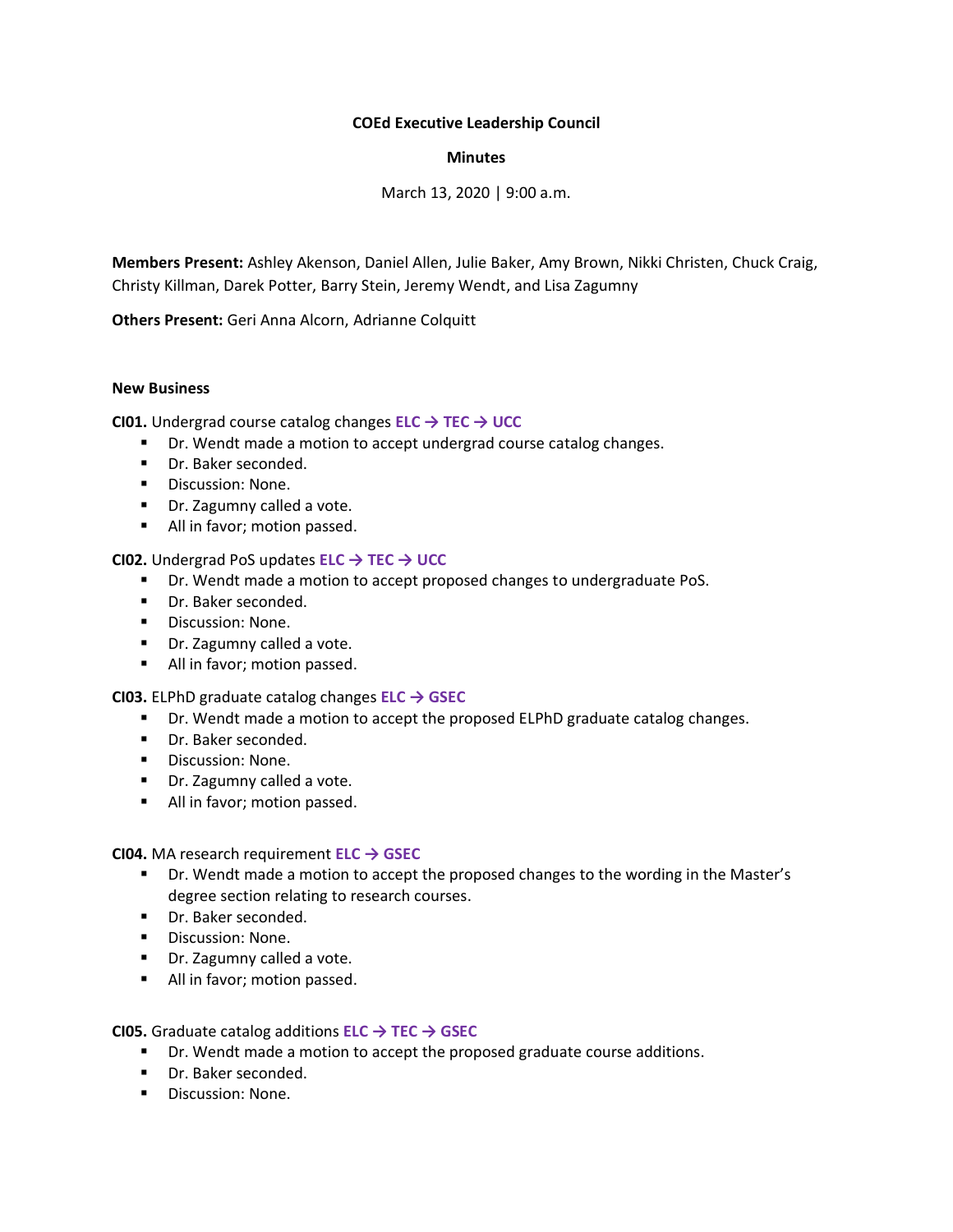**COEd Executive Leadership Council**

**Minutes**

March 13, 2020 | 9:00 a.m.

**Members Present:** Ashley Akenson, Daniel Allen, Julie Baker, Amy Brown, Nikki Christen, Chuck Craig, Christy Killman, Darek Potter, Barry Stein, Jeremy Wendt, and Lisa Zagumny

**Others Present:** Geri Anna Alcorn, Adrianne Colquitt

**New Business**

**CI01.** Undergrad course catalog changes **ELC → TEC → UCC**

- Dr. Wendt made a motion to accept undergrad course catalog changes.
- Dr. Baker seconded.
- Discussion: None.
- Dr. Zagumny called a vote.
- All in favor; motion passed.

**CI02.** Undergrad PoS updates **ELC → TEC → UCC**

- Dr. Wendt made a motion to accept proposed changes to undergraduate PoS.
- Dr. Baker seconded.
- Discussion: None.
- Dr. Zagumny called a vote.
- All in favor; motion passed.

**CI03.** ELPhD graduate catalog changes **ELC → GSEC**

- Dr. Wendt made a motion to accept the proposed ELPhD graduate catalog changes.
- Dr. Baker seconded.
- Discussion: None.
- Dr. Zagumny called a vote.
- All in favor; motion passed.

**CI04.** MA research requirement **ELC → GSEC**

- Dr. Wendt made a motion to accept the proposed changes to the wording in the Master's degree section relating to research courses.
- Dr. Baker seconded.
- Discussion: None.
- Dr. Zagumny called a vote.
- All in favor; motion passed.

**CI05.** Graduate catalog additions **ELC → TEC → GSEC**

- Dr. Wendt made a motion to accept the proposed graduate course additions.
- Dr. Baker seconded.
- Discussion: None.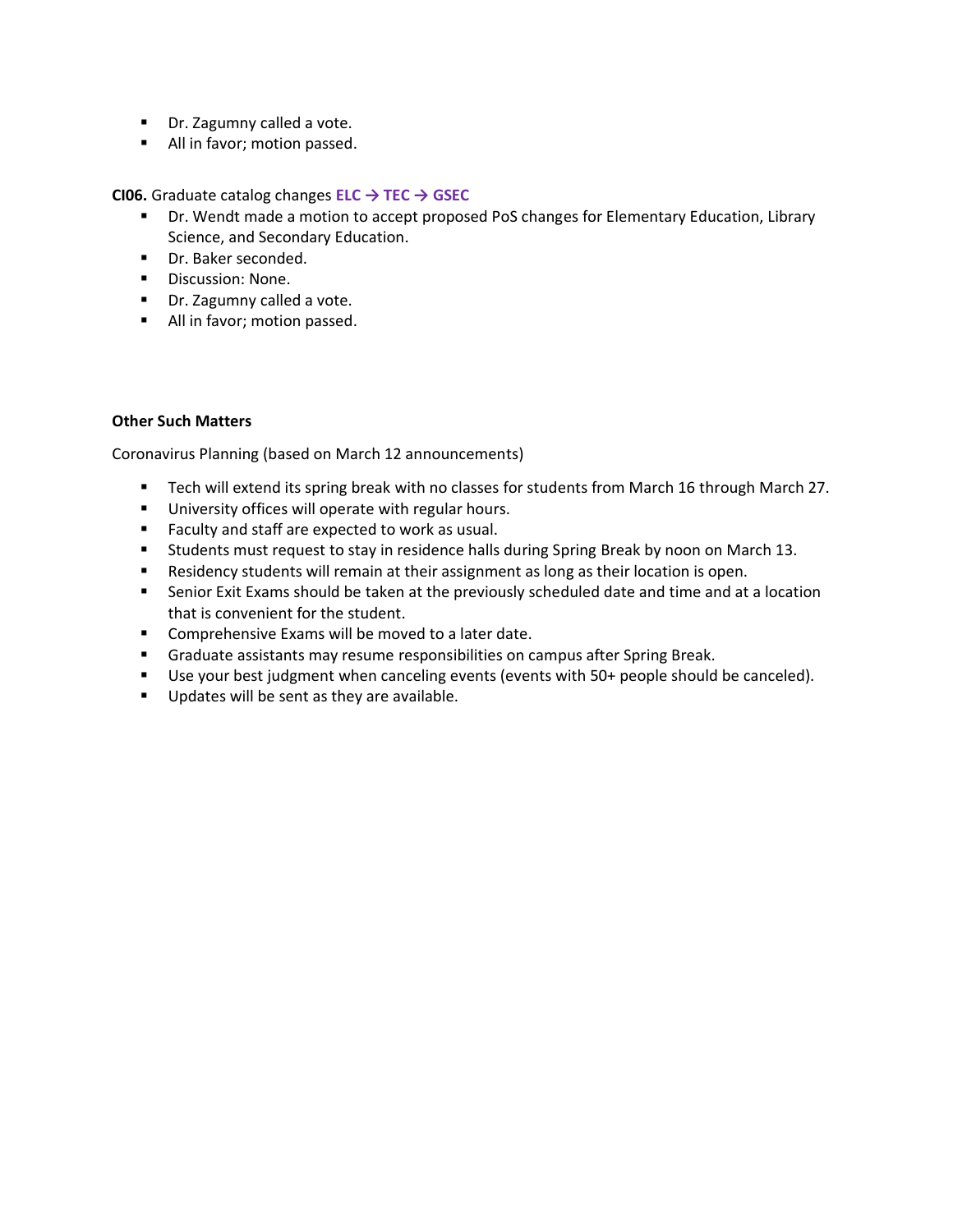- Dr. Zagumny called a vote.
- All in favor; motion passed.

**CI06.** Graduate catalog changes **ELC → TEC → GSEC**

- Dr. Wendt made a motion to accept proposed PoS changes for Elementary Education, Library Science, and Secondary Education.
- Dr. Baker seconded.
- Discussion: None.
- Dr. Zagumny called a vote.
- All in favor; motion passed.

**Other Such Matters**

Coronavirus Planning (based on March 12 announcements)

- Tech will extend its spring break with no classes for students from March 16 through March 27.
- University offices will operate with regular hours.
- Faculty and staff are expected to work as usual.
- Students must request to stay in residence halls during Spring Break by noon on March 13.
- Residency students will remain at their assignment as long as their location is open.
- Senior Exit Exams should be taken at the previously scheduled date and time and at a location that is convenient for the student.
- Comprehensive Exams will be moved to a later date.
- Graduate assistants may resume responsibilities on campus after Spring Break.
- Use your best judgment when canceling events (events with 50+ people should be canceled).
- Updates will be sent as they are available.